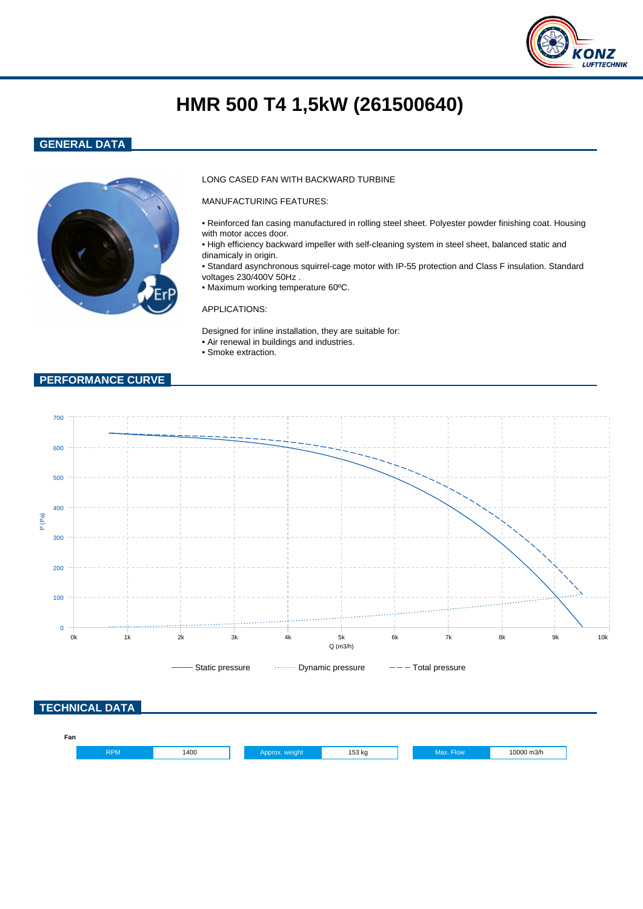# HMR 500 T4 1,5kW (261500640)

## GENERAL DATA

LONG CASED FAN WITH BACKWARD TURBINE

MANUFACTURING FEATURES:

- Reinforced fan casing manufactured in rolling steel sheet. Polyester powder finishing coat. Housing with motor acces door.
- High efficiency backward impeller with self-cleaning system in steel sheet, balanced static and dinamicaly in origin.
- Standard asynchronous squirrel-cage motor with IP-55 protection and Class F insulation. Standard voltages 230/400V 50Hz .
- Maximum working temperature 60ºC.

APPLICATIONS:

Designed for inline installation, they are suitable for:
- Air renewal in buildings and industries.
- Smoke extraction.

## PERFORMANCE CURVE

P (Pa): 0, 100, 200, 300, 400, 500, 600, 700

Q (m3/h): 0k, 1k, 2k, 3k, 4k, 5k, 6k, 7k, 8k, 9k, 10k

Static pressure · Dynamic pressure · Total pressure

## TECHNICAL DATA

**Fan**

| RPM | 1400 | Approx. weight | 153 kg | Max. Flow | 10000 m3/h |
|---|---|---|---|---|---|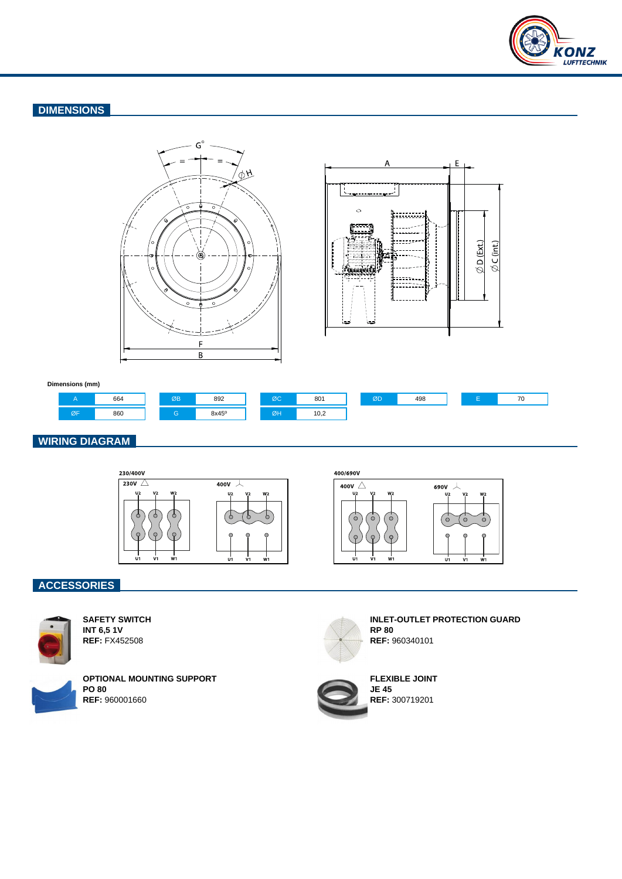## DIMENSIONS

G°
ØH
F
B
A
E
Ø D (Ext.)
Ø C (int.)

**Dimensions (mm)**

| | | | | | | | | | |
|---|---|---|---|---|---|---|---|---|---|
| A | 664 | ØB | 892 | ØC | 801 | ØD | 498 | E | 70 |
| ØF | 860 | G | 8x45º | ØH | 10,2 | | | | |

## WIRING DIAGRAM

230/400V

230V △ U2 V2 W2 U1 V1 W1

400V ⅄ U2 V2 W2 U1 V1 W1

400/690V

400V △ U2 V2 W2 U1 V1 W1

690V ⅄ U2 V2 W2 U1 V1 W1

## ACCESSORIES

**SAFETY SWITCH**
**INT 6,5 1V**
**REF:** FX452508

**INLET-OUTLET PROTECTION GUARD**
**RP 80**
**REF:** 960340101

**OPTIONAL MOUNTING SUPPORT**
**PO 80**
**REF:** 960001660

**FLEXIBLE JOINT**
**JE 45**
**REF:** 300719201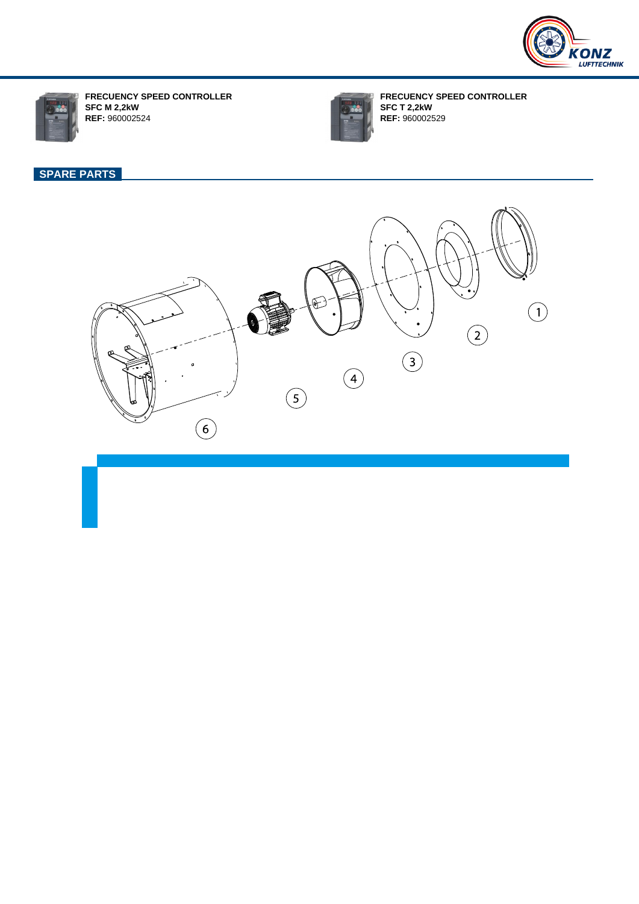**FRECUENCY SPEED CONTROLLER**
**SFC M 2,2kW**
**REF:** 960002524

**FRECUENCY SPEED CONTROLLER**
**SFC T 2,2kW**
**REF:** 960002529

## SPARE PARTS

1

2

3

4

5

6